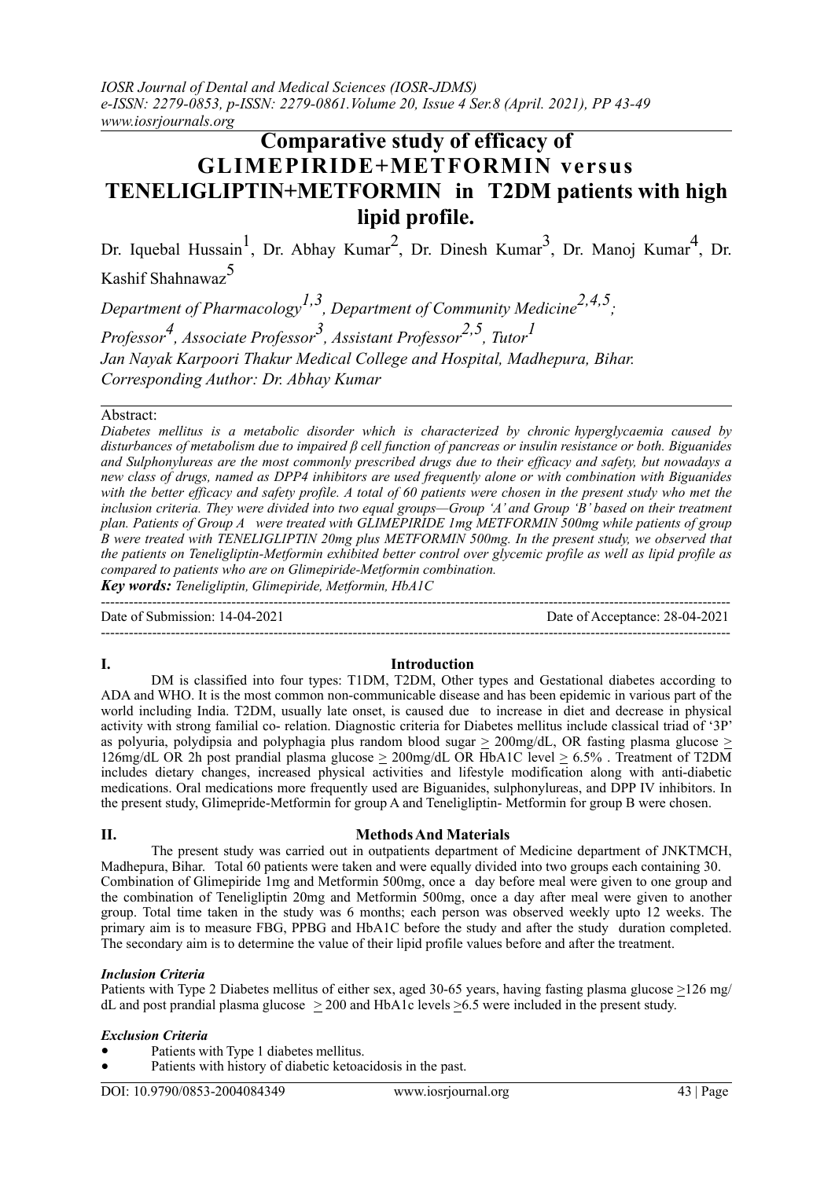# Comparative study of efficacy of GLIMEPIRIDE+METFORMIN versus TENELIGLIPTIN+METFORMIN in T2DM patients with high lipid profile.

Dr. Iquebal Hussain[1], Dr. Abhay Kumar[2], Dr. Dinesh Kumar[3], Dr. Manoj Kumar[4], Dr. Kashif Shahnawaz[5]

*Department of Pharmacology[1,3], Department of Community Medicine[2,4,5];*
*Professor[4], Associate Professor[3], Assistant Professor[2,5], Tutor[1]*
*Jan Nayak Karpoori Thakur Medical College and Hospital, Madhepura, Bihar.*
*Corresponding Author: Dr. Abhay Kumar*

**Abstract:**

*Diabetes mellitus is a metabolic disorder which is characterized by chronic hyperglycaemia caused by disturbances of metabolism due to impaired β cell function of pancreas or insulin resistance or both. Biguanides and Sulphonylureas are the most commonly prescribed drugs due to their efficacy and safety, but nowadays a new class of drugs, named as DPP4 inhibitors are used frequently alone or with combination with Biguanides with the better efficacy and safety profile. A total of 60 patients were chosen in the present study who met the inclusion criteria. They were divided into two equal groups—Group 'A' and Group 'B' based on their treatment plan. Patients of Group A were treated with GLIMEPIRIDE 1mg METFORMIN 500mg while patients of group B were treated with TENELIGLIPTIN 20mg plus METFORMIN 500mg. In the present study, we observed that the patients on Teneligliptin-Metformin exhibited better control over glycemic profile as well as lipid profile as compared to patients who are on Glimepiride-Metformin combination.*

***Key words:*** *Teneligliptin, Glimepiride, Metformin, HbA1C*

Date of Submission: 14-04-2021 | Date of Acceptance: 28-04-2021

## I. Introduction

DM is classified into four types: T1DM, T2DM, Other types and Gestational diabetes according to ADA and WHO. It is the most common non-communicable disease and has been epidemic in various part of the world including India. T2DM, usually late onset, is caused due to increase in diet and decrease in physical activity with strong familial co- relation. Diagnostic criteria for Diabetes mellitus include classical triad of '3P' as polyuria, polydipsia and polyphagia plus random blood sugar $\geq$ 200mg/dL, OR fasting plasma glucose $\geq$ 126mg/dL OR 2h post prandial plasma glucose $\geq$ 200mg/dL OR HbA1C level $\geq$ 6.5% . Treatment of T2DM includes dietary changes, increased physical activities and lifestyle modification along with anti-diabetic medications. Oral medications more frequently used are Biguanides, sulphonylureas, and DPP IV inhibitors. In the present study, Glimepride-Metformin for group A and Teneligliptin- Metformin for group B were chosen.

## II. Methods And Materials

The present study was carried out in outpatients department of Medicine department of JNKTMCH, Madhepura, Bihar. Total 60 patients were taken and were equally divided into two groups each containing 30. Combination of Glimepiride 1mg and Metformin 500mg, once a day before meal were given to one group and the combination of Teneligliptin 20mg and Metformin 500mg, once a day after meal were given to another group. Total time taken in the study was 6 months; each person was observed weekly upto 12 weeks. The primary aim is to measure FBG, PPBG and HbA1C before the study and after the study duration completed. The secondary aim is to determine the value of their lipid profile values before and after the treatment.

### *Inclusion Criteria*

Patients with Type 2 Diabetes mellitus of either sex, aged 30-65 years, having fasting plasma glucose $\geq$126 mg/dL and post prandial plasma glucose $\geq$ 200 and HbA1c levels $\geq$6.5 were included in the present study.

### *Exclusion Criteria*

- Patients with Type 1 diabetes mellitus.
- Patients with history of diabetic ketoacidosis in the past.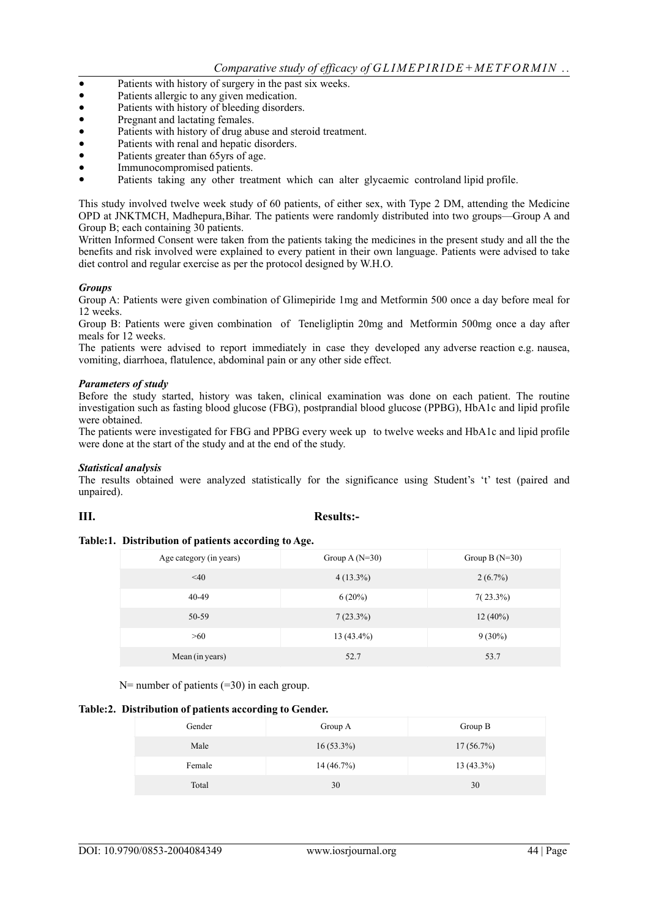- Patients with history of surgery in the past six weeks.
- Patients allergic to any given medication.
- Patients with history of bleeding disorders.
- Pregnant and lactating females.
- Patients with history of drug abuse and steroid treatment.
- Patients with renal and hepatic disorders.
- Patients greater than 65yrs of age.
- Immunocompromised patients.
- Patients taking any other treatment which can alter glycaemic controland lipid profile.

This study involved twelve week study of 60 patients, of either sex, with Type 2 DM, attending the Medicine OPD at JNKTMCH, Madhepura,Bihar. The patients were randomly distributed into two groups—Group A and Group B; each containing 30 patients.

Written Informed Consent were taken from the patients taking the medicines in the present study and all the the benefits and risk involved were explained to every patient in their own language. Patients were advised to take diet control and regular exercise as per the protocol designed by W.H.O.

***Groups***

Group A: Patients were given combination of Glimepiride 1mg and Metformin 500 once a day before meal for 12 weeks.

Group B: Patients were given combination of Teneligliptin 20mg and Metformin 500mg once a day after meals for 12 weeks.

The patients were advised to report immediately in case they developed any adverse reaction e.g. nausea, vomiting, diarrhoea, flatulence, abdominal pain or any other side effect.

***Parameters of study***

Before the study started, history was taken, clinical examination was done on each patient. The routine investigation such as fasting blood glucose (FBG), postprandial blood glucose (PPBG), HbA1c and lipid profile were obtained.

The patients were investigated for FBG and PPBG every week up to twelve weeks and HbA1c and lipid profile were done at the start of the study and at the end of the study.

***Statistical analysis***

The results obtained were analyzed statistically for the significance using Student's 't' test (paired and unpaired).

## III. Results:-

**Table:1. Distribution of patients according to Age.**

| Age category (in years) | Group A (N=30) | Group B (N=30) |
|---|---|---|
| <40 | 4 (13.3%) | 2 (6.7%) |
| 40-49 | 6 (20%) | 7( 23.3%) |
| 50-59 | 7 (23.3%) | 12 (40%) |
| >60 | 13 (43.4%) | 9 (30%) |
| Mean (in years) | 52.7 | 53.7 |

N= number of patients (=30) in each group.

**Table:2. Distribution of patients according to Gender.**

| Gender | Group A | Group B |
|---|---|---|
| Male | 16 (53.3%) | 17 (56.7%) |
| Female | 14 (46.7%) | 13 (43.3%) |
| Total | 30 | 30 |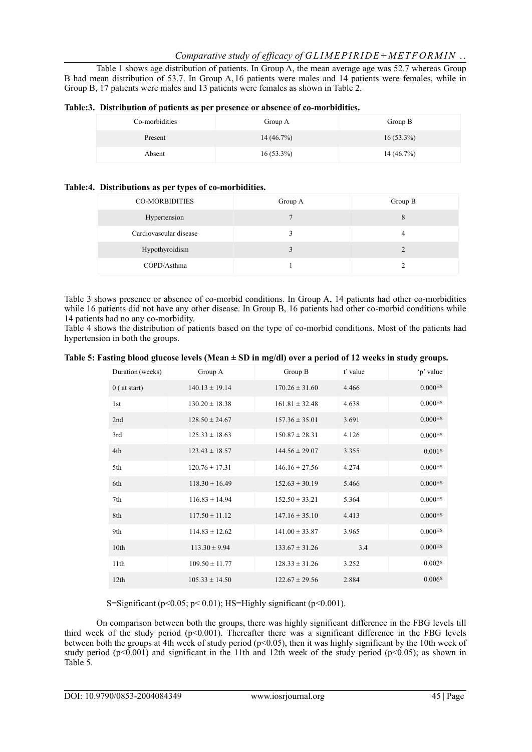Table 1 shows age distribution of patients. In Group A, the mean average age was 52.7 whereas Group B had mean distribution of 53.7. In Group A, 16 patients were males and 14 patients were females, while in Group B, 17 patients were males and 13 patients were females as shown in Table 2.

**Table:3. Distribution of patients as per presence or absence of co-morbidities.**

| Co-morbidities | Group A | Group B |
|---|---|---|
| Present | 14 (46.7%) | 16 (53.3%) |
| Absent | 16 (53.3%) | 14 (46.7%) |

**Table:4. Distributions as per types of co-morbidities.**

| CO-MORBIDITIES | Group A | Group B |
|---|---|---|
| Hypertension | 7 | 8 |
| Cardiovascular disease | 3 | 4 |
| Hypothyroidism | 3 | 2 |
| COPD/Asthma | 1 | 2 |

Table 3 shows presence or absence of co-morbid conditions. In Group A, 14 patients had other co-morbidities while 16 patients did not have any other disease. In Group B, 16 patients had other co-morbid conditions while 14 patients had no any co-morbidity.

Table 4 shows the distribution of patients based on the type of co-morbid conditions. Most of the patients had hypertension in both the groups.

**Table 5: Fasting blood glucose levels (Mean ± SD in mg/dl) over a period of 12 weeks in study groups.**

| Duration (weeks) | Group A | Group B | t' value | 'p' value |
|---|---|---|---|---|
| 0 ( at start) | 140.13 ± 19.14 | 170.26 ± 31.60 | 4.466 | 0.000[HS] |
| 1st | 130.20 ± 18.38 | 161.81 ± 32.48 | 4.638 | 0.000[HS] |
| 2nd | 128.50 ± 24.67 | 157.36 ± 35.01 | 3.691 | 0.000[HS] |
| 3rd | 125.33 ± 18.63 | 150.87 ± 28.31 | 4.126 | 0.000[HS] |
| 4th | 123.43 ± 18.57 | 144.56 ± 29.07 | 3.355 | 0.001[S] |
| 5th | 120.76 ± 17.31 | 146.16 ± 27.56 | 4.274 | 0.000[HS] |
| 6th | 118.30 ± 16.49 | 152.63 ± 30.19 | 5.466 | 0.000[HS] |
| 7th | 116.83 ± 14.94 | 152.50 ± 33.21 | 5.364 | 0.000[HS] |
| 8th | 117.50 ± 11.12 | 147.16 ± 35.10 | 4.413 | 0.000[HS] |
| 9th | 114.83 ± 12.62 | 141.00 ± 33.87 | 3.965 | 0.000[HS] |
| 10th | 113.30 ± 9.94 | 133.67 ± 31.26 | 3.4 | 0.000[HS] |
| 11th | 109.50 ± 11.77 | 128.33 ± 31.26 | 3.252 | 0.002[S] |
| 12th | 105.33 ± 14.50 | 122.67 ± 29.56 | 2.884 | 0.006[S] |

S=Significant ($p<0.05$; $p<0.01$); HS=Highly significant ($p<0.001$).

On comparison between both the groups, there was highly significant difference in the FBG levels till third week of the study period ($p<0.001$). Thereafter there was a significant difference in the FBG levels between both the groups at 4th week of study period ($p<0.05$), then it was highly significant by the 10th week of study period ($p<0.001$) and significant in the 11th and 12th week of the study period ($p<0.05$); as shown in Table 5.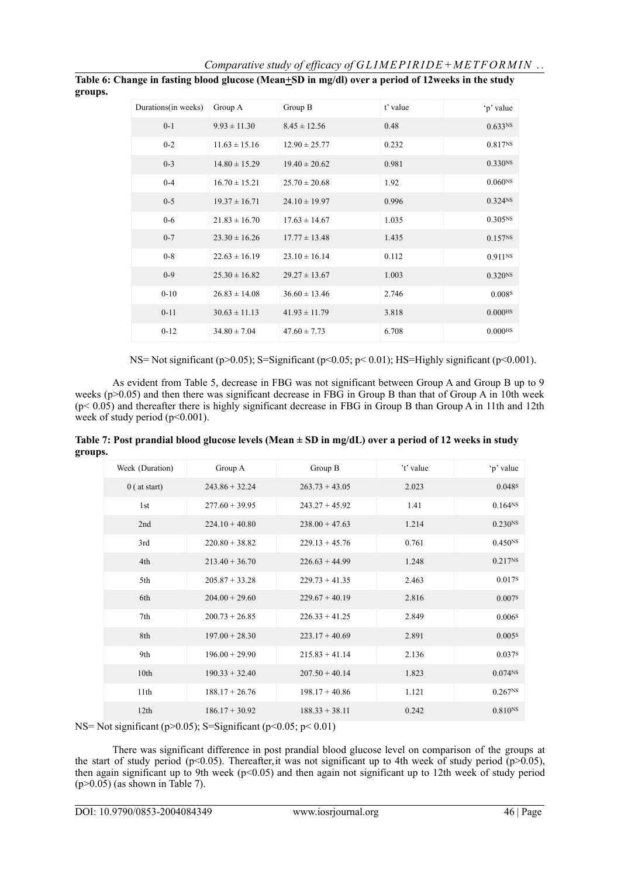**Table 6: Change in fasting blood glucose (Mean±SD in mg/dl) over a period of 12weeks in the study groups.**

| Durations(in weeks) | Group A | Group B | t' value | 'p' value |
|---|---|---|---|---|
| 0-1 | 9.93 ± 11.30 | 8.45 ± 12.56 | 0.48 | 0.633NS |
| 0-2 | 11.63 ± 15.16 | 12.90 ± 25.77 | 0.232 | 0.817NS |
| 0-3 | 14.80 ± 15.29 | 19.40 ± 20.62 | 0.981 | 0.330NS |
| 0-4 | 16.70 ± 15.21 | 25.70 ± 20.68 | 1.92 | 0.060NS |
| 0-5 | 19.37 ± 16.71 | 24.10 ± 19.97 | 0.996 | 0.324NS |
| 0-6 | 21.83 ± 16.70 | 17.63 ± 14.67 | 1.035 | 0.305NS |
| 0-7 | 23.30 ± 16.26 | 17.77 ± 13.48 | 1.435 | 0.157NS |
| 0-8 | 22.63 ± 16.19 | 23.10 ± 16.14 | 0.112 | 0.911NS |
| 0-9 | 25.30 ± 16.82 | 29.27 ± 13.67 | 1.003 | 0.320NS |
| 0-10 | 26.83 ± 14.08 | 36.60 ± 13.46 | 2.746 | 0.008S |
| 0-11 | 30.63 ± 11.13 | 41.93 ± 11.79 | 3.818 | 0.000HS |
| 0-12 | 34.80 ± 7.04 | 47.60 ± 7.73 | 6.708 | 0.000HS |

NS= Not significant ($p>0.05$); S=Significant ($p<0.05$; $p< 0.01$); HS=Highly significant ($p<0.001$).

As evident from Table 5, decrease in FBG was not significant between Group A and Group B up to 9 weeks ($p>0.05$) and then there was significant decrease in FBG in Group B than that of Group A in 10th week ($p< 0.05$) and thereafter there is highly significant decrease in FBG in Group B than Group A in 11th and 12th week of study period ($p<0.001$).

**Table 7: Post prandial blood glucose levels (Mean ± SD in mg/dL) over a period of 12 weeks in study groups.**

| Week (Duration) | Group A | Group B | 't' value | 'p' value |
|---|---|---|---|---|
| 0 ( at start) | 243.86 + 32.24 | 263.73 + 43.05 | 2.023 | 0.048S |
| 1st | 277.60 + 39.95 | 243.27 + 45.92 | 1.41 | 0.164NS |
| 2nd | 224.10 + 40.80 | 238.00 + 47.63 | 1.214 | 0.230NS |
| 3rd | 220.80 + 38.82 | 229.13 + 45.76 | 0.761 | 0.450NS |
| 4th | 213.40 + 36.70 | 226.63 + 44.99 | 1.248 | 0.217NS |
| 5th | 205.87 + 33.28 | 229.73 + 41.35 | 2.463 | 0.017S |
| 6th | 204.00 + 29.60 | 229.67 + 40.19 | 2.816 | 0.007S |
| 7th | 200.73 + 26.85 | 226.33 + 41.25 | 2.849 | 0.006S |
| 8th | 197.00 + 28.30 | 223.17 + 40.69 | 2.891 | 0.005S |
| 9th | 196.00 + 29.90 | 215.83 + 41.14 | 2.136 | 0.037S |
| 10th | 190.33 + 32.40 | 207.50 + 40.14 | 1.823 | 0.074NS |
| 11th | 188.17 + 26.76 | 198.17 + 40.86 | 1.121 | 0.267NS |
| 12th | 186.17 + 30.92 | 188.33 + 38.11 | 0.242 | 0.810NS |

NS= Not significant ($p>0.05$); S=Significant ($p<0.05$; $p< 0.01$)

There was significant difference in post prandial blood glucose level on comparison of the groups at the start of study period ($p<0.05$). Thereafter, it was not significant up to 4th week of study period ($p>0.05$), then again significant up to 9th week ($p<0.05$) and then again not significant up to 12th week of study period ($p>0.05$) (as shown in Table 7).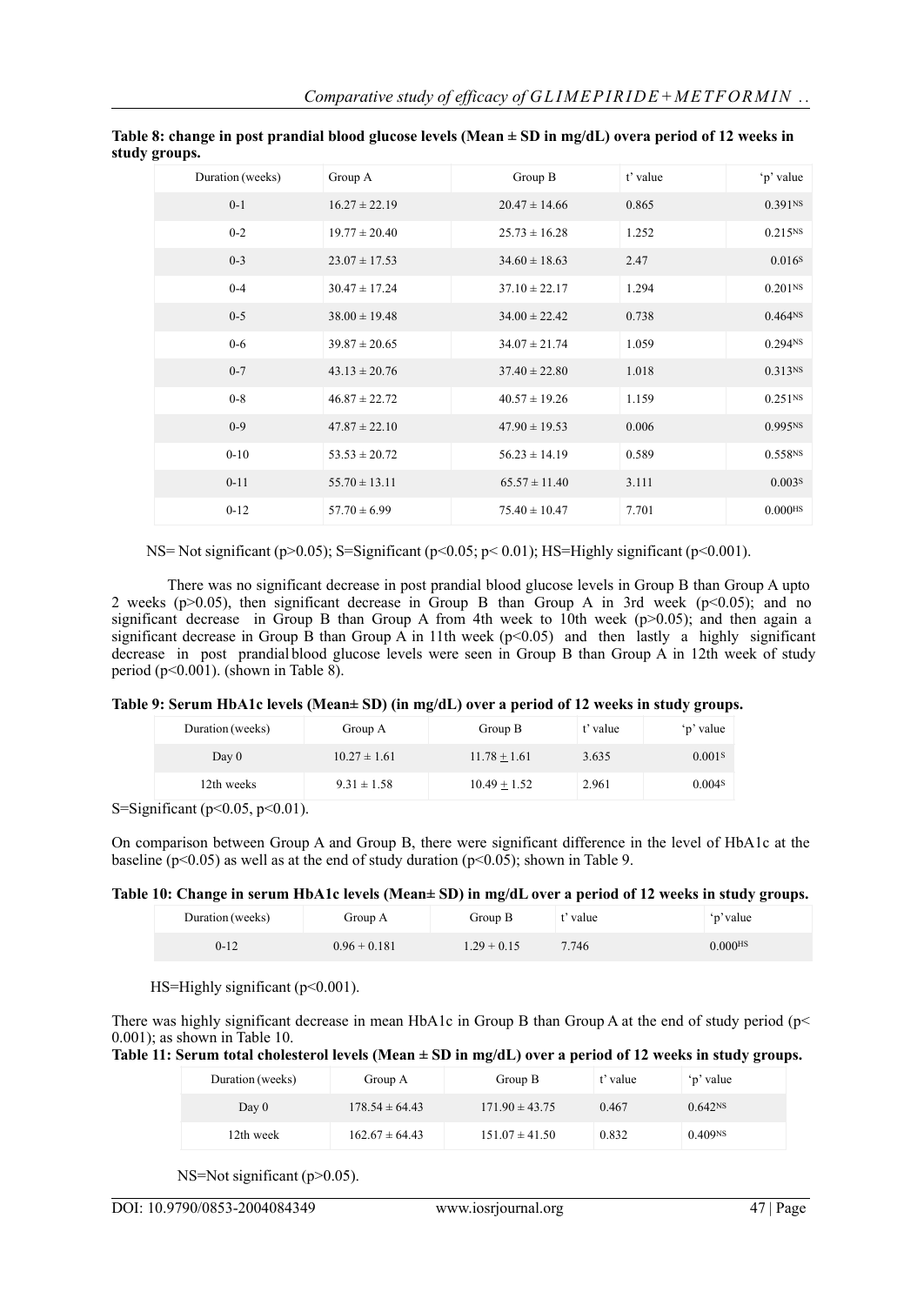**Table 8: change in post prandial blood glucose levels (Mean ± SD in mg/dL) overa period of 12 weeks in study groups.**

| Duration (weeks) | Group A | Group B | t' value | 'p' value |
|---|---|---|---|---|
| 0-1 | 16.27 ± 22.19 | 20.47 ± 14.66 | 0.865 | 0.391[NS] |
| 0-2 | 19.77 ± 20.40 | 25.73 ± 16.28 | 1.252 | 0.215[NS] |
| 0-3 | 23.07 ± 17.53 | 34.60 ± 18.63 | 2.47 | 0.016[S] |
| 0-4 | 30.47 ± 17.24 | 37.10 ± 22.17 | 1.294 | 0.201[NS] |
| 0-5 | 38.00 ± 19.48 | 34.00 ± 22.42 | 0.738 | 0.464[NS] |
| 0-6 | 39.87 ± 20.65 | 34.07 ± 21.74 | 1.059 | 0.294[NS] |
| 0-7 | 43.13 ± 20.76 | 37.40 ± 22.80 | 1.018 | 0.313[NS] |
| 0-8 | 46.87 ± 22.72 | 40.57 ± 19.26 | 1.159 | 0.251[NS] |
| 0-9 | 47.87 ± 22.10 | 47.90 ± 19.53 | 0.006 | 0.995[NS] |
| 0-10 | 53.53 ± 20.72 | 56.23 ± 14.19 | 0.589 | 0.558[NS] |
| 0-11 | 55.70 ± 13.11 | 65.57 ± 11.40 | 3.111 | 0.003[S] |
| 0-12 | 57.70 ± 6.99 | 75.40 ± 10.47 | 7.701 | 0.000[HS] |

NS= Not significant ($p>0.05$); S=Significant ($p<0.05$; $p< 0.01$); HS=Highly significant ($p<0.001$).

There was no significant decrease in post prandial blood glucose levels in Group B than Group A upto 2 weeks ($p>0.05$), then significant decrease in Group B than Group A in 3rd week ($p<0.05$); and no significant decrease in Group B than Group A from 4th week to 10th week ($p>0.05$); and then again a significant decrease in Group B than Group A in 11th week ($p<0.05$) and then lastly a highly significant decrease in post prandial blood glucose levels were seen in Group B than Group A in 12th week of study period ($p<0.001$). (shown in Table 8).

**Table 9: Serum HbA1c levels (Mean± SD) (in mg/dL) over a period of 12 weeks in study groups.**

| Duration (weeks) | Group A | Group B | t' value | 'p' value |
|---|---|---|---|---|
| Day 0 | 10.27 ± 1.61 | 11.78 ± 1.61 | 3.635 | 0.001[S] |
| 12th weeks | 9.31 ± 1.58 | 10.49 ± 1.52 | 2.961 | 0.004[S] |

S=Significant ($p<0.05$, $p<0.01$).

On comparison between Group A and Group B, there were significant difference in the level of HbA1c at the baseline ($p<0.05$) as well as at the end of study duration ($p<0.05$); shown in Table 9.

**Table 10: Change in serum HbA1c levels (Mean± SD) in mg/dL over a period of 12 weeks in study groups.**

| Duration (weeks) | Group A | Group B | t' value | 'p' value |
|---|---|---|---|---|
| 0-12 | 0.96 + 0.181 | 1.29 + 0.15 | 7.746 | 0.000[HS] |

HS=Highly significant ($p<0.001$).

There was highly significant decrease in mean HbA1c in Group B than Group A at the end of study period ($p< 0.001$); as shown in Table 10.

**Table 11: Serum total cholesterol levels (Mean ± SD in mg/dL) over a period of 12 weeks in study groups.**

| Duration (weeks) | Group A | Group B | t' value | 'p' value |
|---|---|---|---|---|
| Day 0 | 178.54 ± 64.43 | 171.90 ± 43.75 | 0.467 | 0.642[NS] |
| 12th week | 162.67 ± 64.43 | 151.07 ± 41.50 | 0.832 | 0.409[NS] |

NS=Not significant ($p>0.05$).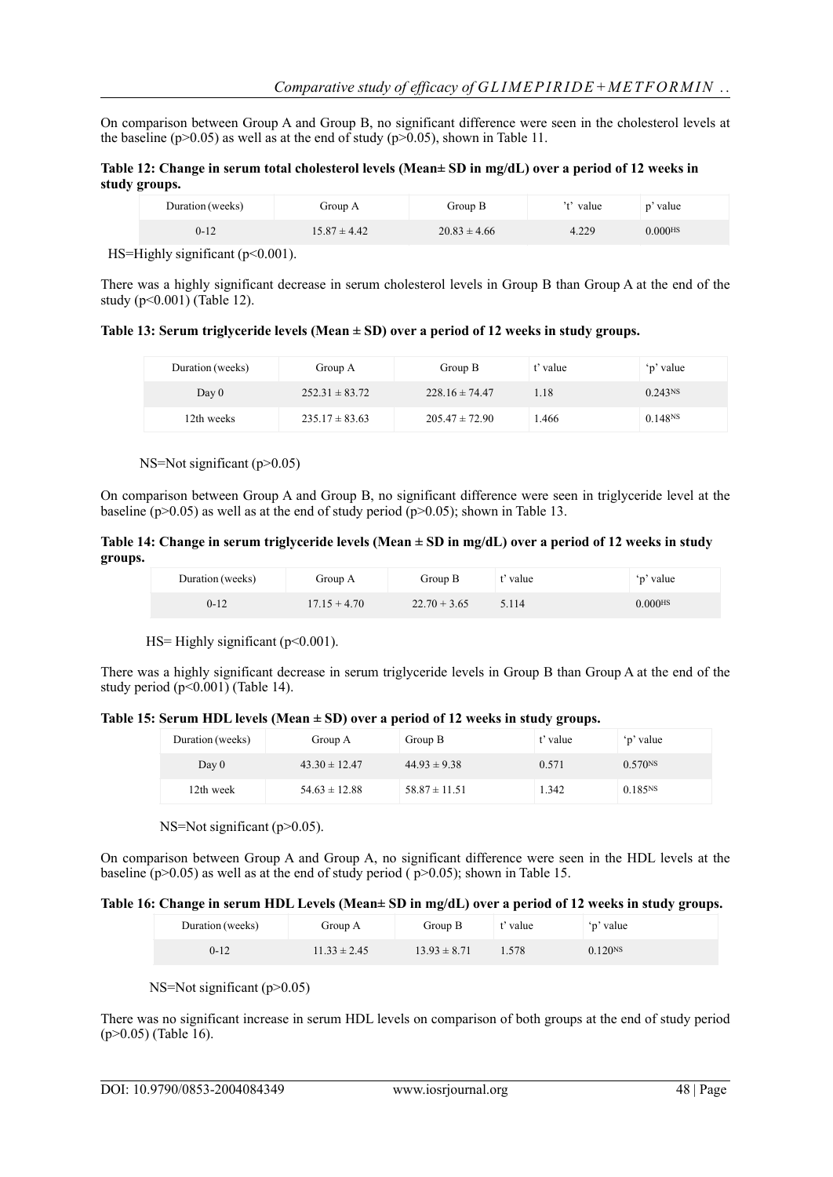On comparison between Group A and Group B, no significant difference were seen in the cholesterol levels at the baseline ($p>0.05$) as well as at the end of study ($p>0.05$), shown in Table 11.

**Table 12: Change in serum total cholesterol levels (Mean± SD in mg/dL) over a period of 12 weeks in study groups.**

| Duration (weeks) | Group A | Group B | 't' value | p' value |
|---|---|---|---|---|
| 0-12 | 15.87 ± 4.42 | 20.83 ± 4.66 | 4.229 | 0.000[HS] |

HS=Highly significant ($p<0.001$).

There was a highly significant decrease in serum cholesterol levels in Group B than Group A at the end of the study ($p<0.001$) (Table 12).

**Table 13: Serum triglyceride levels (Mean ± SD) over a period of 12 weeks in study groups.**

| Duration (weeks) | Group A | Group B | t' value | 'p' value |
|---|---|---|---|---|
| Day 0 | 252.31 ± 83.72 | 228.16 ± 74.47 | 1.18 | 0.243[NS] |
| 12th weeks | 235.17 ± 83.63 | 205.47 ± 72.90 | 1.466 | 0.148[NS] |

NS=Not significant ($p>0.05$)

On comparison between Group A and Group B, no significant difference were seen in triglyceride level at the baseline ($p>0.05$) as well as at the end of study period ($p>0.05$); shown in Table 13.

**Table 14: Change in serum triglyceride levels (Mean ± SD in mg/dL) over a period of 12 weeks in study groups.**

| Duration (weeks) | Group A | Group B | t' value | 'p' value |
|---|---|---|---|---|
| 0-12 | 17.15 + 4.70 | 22.70 + 3.65 | 5.114 | 0.000[HS] |

HS= Highly significant ($p<0.001$).

There was a highly significant decrease in serum triglyceride levels in Group B than Group A at the end of the study period ($p<0.001$) (Table 14).

**Table 15: Serum HDL levels (Mean ± SD) over a period of 12 weeks in study groups.**

| Duration (weeks) | Group A | Group B | t' value | 'p' value |
|---|---|---|---|---|
| Day 0 | 43.30 ± 12.47 | 44.93 ± 9.38 | 0.571 | 0.570[NS] |
| 12th week | 54.63 ± 12.88 | 58.87 ± 11.51 | 1.342 | 0.185[NS] |

NS=Not significant ($p>0.05$).

On comparison between Group A and Group A, no significant difference were seen in the HDL levels at the baseline ($p>0.05$) as well as at the end of study period ( $p>0.05$); shown in Table 15.

**Table 16: Change in serum HDL Levels (Mean± SD in mg/dL) over a period of 12 weeks in study groups.**

| Duration (weeks) | Group A | Group B | t' value | 'p' value |
|---|---|---|---|---|
| 0-12 | 11.33 ± 2.45 | 13.93 ± 8.71 | 1.578 | 0.120[NS] |

NS=Not significant ($p>0.05$)

There was no significant increase in serum HDL levels on comparison of both groups at the end of study period ($p>0.05$) (Table 16).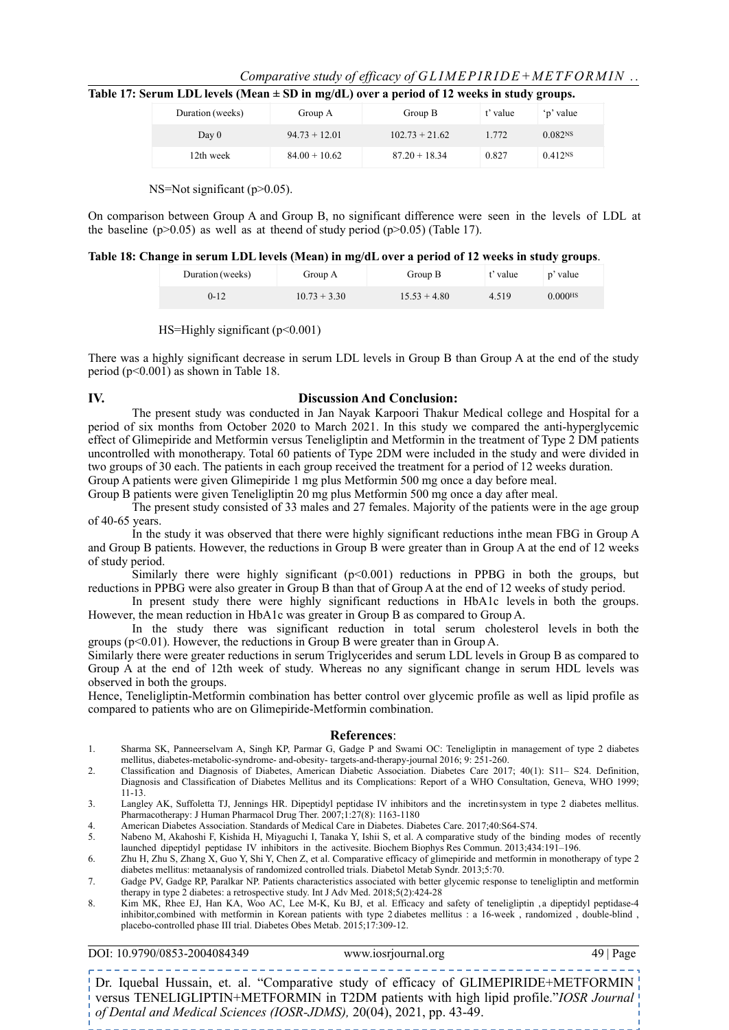**Table 17: Serum LDL levels (Mean ± SD in mg/dL) over a period of 12 weeks in study groups.**

| Duration (weeks) | Group A | Group B | t' value | 'p' value |
|---|---|---|---|---|
| Day 0 | 94.73 + 12.01 | 102.73 + 21.62 | 1.772 | 0.082NS |
| 12th week | 84.00 + 10.62 | 87.20 + 18.34 | 0.827 | 0.412NS |

NS=Not significant ($p>0.05$).

On comparison between Group A and Group B, no significant difference were seen in the levels of LDL at the baseline ($p>0.05$) as well as at theend of study period ($p>0.05$) (Table 17).

**Table 18: Change in serum LDL levels (Mean) in mg/dL over a period of 12 weeks in study groups**.

| Duration (weeks) | Group A | Group B | t' value | p' value |
|---|---|---|---|---|
| 0-12 | 10.73 + 3.30 | 15.53 + 4.80 | 4.519 | 0.000HS |

HS=Highly significant ($p<0.001$)

There was a highly significant decrease in serum LDL levels in Group B than Group A at the end of the study period ($p<0.001$) as shown in Table 18.

## IV. Discussion And Conclusion:

The present study was conducted in Jan Nayak Karpoori Thakur Medical college and Hospital for a period of six months from October 2020 to March 2021. In this study we compared the anti-hyperglycemic effect of Glimepiride and Metformin versus Teneligliptin and Metformin in the treatment of Type 2 DM patients uncontrolled with monotherapy. Total 60 patients of Type 2DM were included in the study and were divided in two groups of 30 each. The patients in each group received the treatment for a period of 12 weeks duration.
Group A patients were given Glimepiride 1 mg plus Metformin 500 mg once a day before meal.
Group B patients were given Teneligliptin 20 mg plus Metformin 500 mg once a day after meal.

The present study consisted of 33 males and 27 females. Majority of the patients were in the age group of 40-65 years.

In the study it was observed that there were highly significant reductions inthe mean FBG in Group A and Group B patients. However, the reductions in Group B were greater than in Group A at the end of 12 weeks of study period.

Similarly there were highly significant ($p<0.001$) reductions in PPBG in both the groups, but reductions in PPBG were also greater in Group B than that of Group A at the end of 12 weeks of study period.

In present study there were highly significant reductions in HbA1c levels in both the groups. However, the mean reduction in HbA1c was greater in Group B as compared to Group A.

In the study there was significant reduction in total serum cholesterol levels in both the groups ($p<0.01$). However, the reductions in Group B were greater than in Group A.
Similarly there were greater reductions in serum Triglycerides and serum LDL levels in Group B as compared to Group A at the end of 12th week of study. Whereas no any significant change in serum HDL levels was observed in both the groups.
Hence, Teneligliptin-Metformin combination has better control over glycemic profile as well as lipid profile as compared to patients who are on Glimepiride-Metformin combination.

## References:

1. Sharma SK, Panneerselvam A, Singh KP, Parmar G, Gadge P and Swami OC: Teneligliptin in management of type 2 diabetes mellitus, diabetes-metabolic-syndrome- and-obesity- targets-and-therapy-journal 2016; 9: 251-260.
2. Classification and Diagnosis of Diabetes, American Diabetic Association. Diabetes Care 2017; 40(1): S11– S24. Definition, Diagnosis and Classification of Diabetes Mellitus and its Complications: Report of a WHO Consultation, Geneva, WHO 1999; 11-13.
3. Langley AK, Suffoletta TJ, Jennings HR. Dipeptidyl peptidase IV inhibitors and the incretinsystem in type 2 diabetes mellitus. Pharmacotherapy: J Human Pharmacol Drug Ther. 2007;1:27(8): 1163-1180
4. American Diabetes Association. Standards of Medical Care in Diabetes. Diabetes Care. 2017;40:S64-S74.
5. Nabeno M, Akahoshi F, Kishida H, Miyaguchi I, Tanaka Y, Ishii S, et al. A comparative study of the binding modes of recently launched dipeptidyl peptidase IV inhibitors in the activesite. Biochem Biophys Res Commun. 2013;434:191–196.
6. Zhu H, Zhu S, Zhang X, Guo Y, Shi Y, Chen Z, et al. Comparative efficacy of glimepiride and metformin in monotherapy of type 2 diabetes mellitus: metaanalysis of randomized controlled trials. Diabetol Metab Syndr. 2013;5:70.
7. Gadge PV, Gadge RP, Paralkar NP. Patients characteristics associated with better glycemic response to teneligliptin and metformin therapy in type 2 diabetes: a retrospective study. Int J Adv Med. 2018;5(2):424-28
8. Kim MK, Rhee EJ, Han KA, Woo AC, Lee M-K, Ku BJ, et al. Efficacy and safety of teneligliptin ,a dipeptidyl peptidase-4 inhibitor,combined with metformin in Korean patients with type 2 diabetes mellitus : a 16-week , randomized , double-blind , placebo-controlled phase III trial. Diabetes Obes Metab. 2015;17:309-12.

Dr. Iquebal Hussain, et. al. "Comparative study of efficacy of GLIMEPIRIDE+METFORMIN versus TENELIGLIPTIN+METFORMIN in T2DM patients with high lipid profile."*IOSR Journal of Dental and Medical Sciences (IOSR-JDMS),* 20(04), 2021, pp. 43-49.